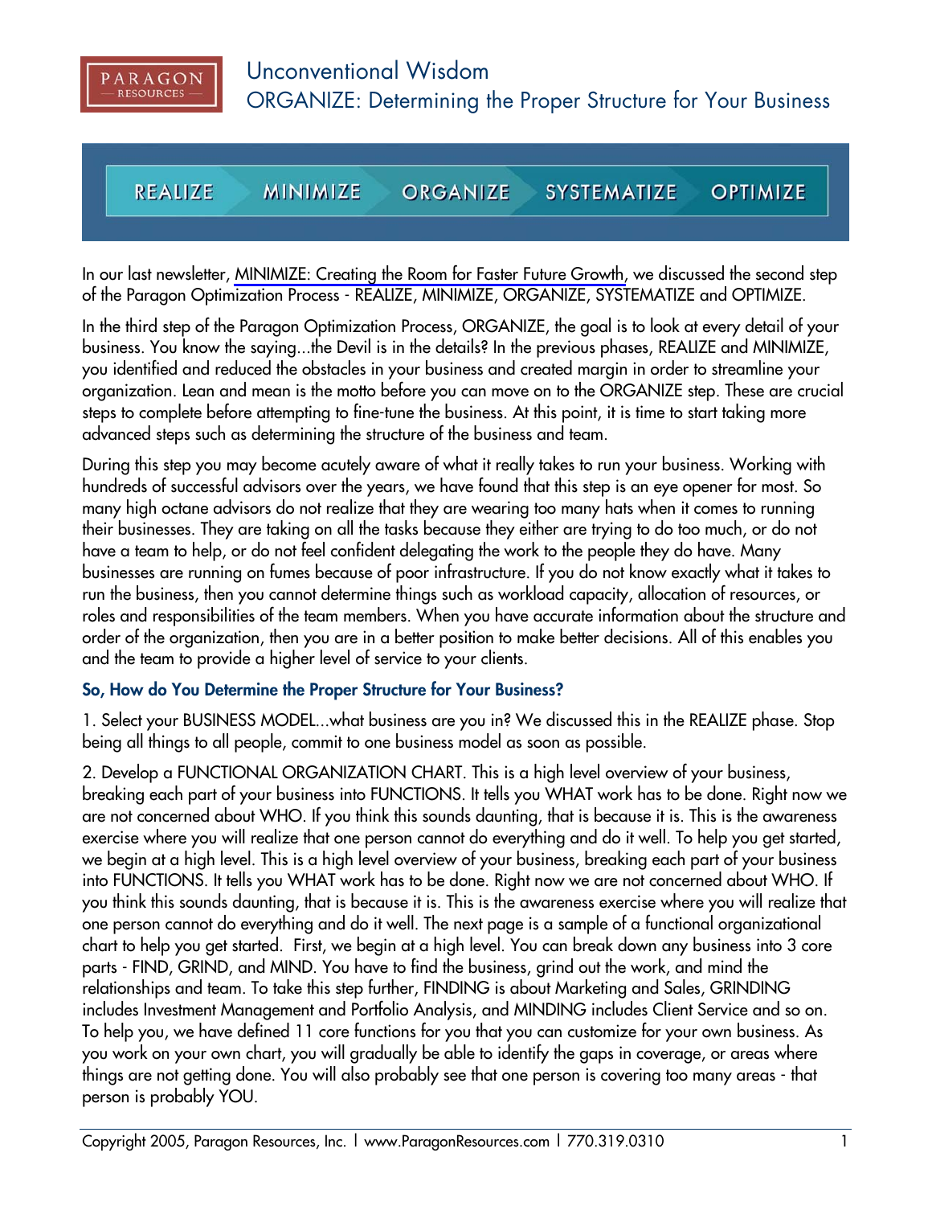# Unconventional Wisdom

## ORGANIZE: Determining the Proper Structure for Your Business

REALIZE | MINIMIZE | ORGANIZE | SYSTEMATIZE | OPTIMIZE

In our last newsletter, MINIMIZE: Creating the Room for Faster Future Growth, we discussed the second step of the Paragon Optimization Process - REALIZE, MINIMIZE, ORGANIZE, SYSTEMATIZE and OPTIMIZE.

In the third step of the Paragon Optimization Process, ORGANIZE, the goal is to look at every detail of your business. You know the saying...the Devil is in the details? In the previous phases, REALIZE and MINIMIZE, you identified and reduced the obstacles in your business and created margin in order to streamline your organization. Lean and mean is the motto before you can move on to the ORGANIZE step. These are crucial steps to complete before attempting to fine-tune the business. At this point, it is time to start taking more advanced steps such as determining the structure of the business and team.

During this step you may become acutely aware of what it really takes to run your business. Working with hundreds of successful advisors over the years, we have found that this step is an eye opener for most. So many high octane advisors do not realize that they are wearing too many hats when it comes to running their businesses. They are taking on all the tasks because they either are trying to do too much, or do not have a team to help, or do not feel confident delegating the work to the people they do have. Many businesses are running on fumes because of poor infrastructure. If you do not know exactly what it takes to run the business, then you cannot determine things such as workload capacity, allocation of resources, or roles and responsibilities of the team members. When you have accurate information about the structure and order of the organization, then you are in a better position to make better decisions. All of this enables you and the team to provide a higher level of service to your clients.

### So, How do You Determine the Proper Structure for Your Business?

1. Select your BUSINESS MODEL...what business are you in? We discussed this in the REALIZE phase. Stop being all things to all people, commit to one business model as soon as possible.

2. Develop a FUNCTIONAL ORGANIZATION CHART. This is a high level overview of your business, breaking each part of your business into FUNCTIONS. It tells you WHAT work has to be done. Right now we are not concerned about WHO. If you think this sounds daunting, that is because it is. This is the awareness exercise where you will realize that one person cannot do everything and do it well. To help you get started, we begin at a high level. This is a high level overview of your business, breaking each part of your business into FUNCTIONS. It tells you WHAT work has to be done. Right now we are not concerned about WHO. If you think this sounds daunting, that is because it is. This is the awareness exercise where you will realize that one person cannot do everything and do it well. The next page is a sample of a functional organizational chart to help you get started. First, we begin at a high level. You can break down any business into 3 core parts - FIND, GRIND, and MIND. You have to find the business, grind out the work, and mind the relationships and team. To take this step further, FINDING is about Marketing and Sales, GRINDING includes Investment Management and Portfolio Analysis, and MINDING includes Client Service and so on. To help you, we have defined 11 core functions for you that you can customize for your own business. As you work on your own chart, you will gradually be able to identify the gaps in coverage, or areas where things are not getting done. You will also probably see that one person is covering too many areas - that person is probably YOU.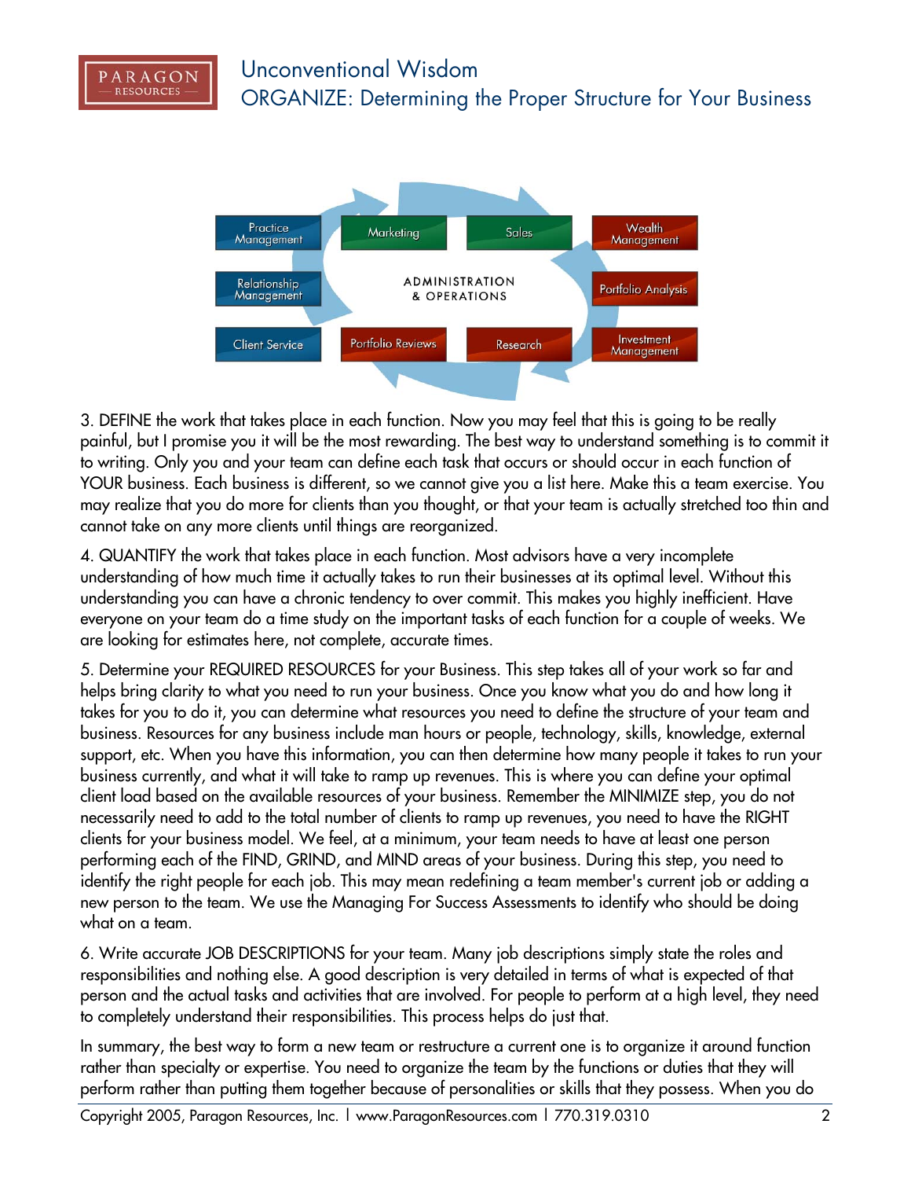3. DEFINE the work that takes place in each function. Now you may feel that this is going to be really painful, but I promise you it will be the most rewarding. The best way to understand something is to commit it to writing. Only you and your team can define each task that occurs or should occur in each function of YOUR business. Each business is different, so we cannot give you a list here. Make this a team exercise. You may realize that you do more for clients than you thought, or that your team is actually stretched too thin and cannot take on any more clients until things are reorganized.

4. QUANTIFY the work that takes place in each function. Most advisors have a very incomplete understanding of how much time it actually takes to run their businesses at its optimal level. Without this understanding you can have a chronic tendency to over commit. This makes you highly inefficient. Have everyone on your team do a time study on the important tasks of each function for a couple of weeks. We are looking for estimates here, not complete, accurate times.

5. Determine your REQUIRED RESOURCES for your Business. This step takes all of your work so far and helps bring clarity to what you need to run your business. Once you know what you do and how long it takes for you to do it, you can determine what resources you need to define the structure of your team and business. Resources for any business include man hours or people, technology, skills, knowledge, external support, etc. When you have this information, you can then determine how many people it takes to run your business currently, and what it will take to ramp up revenues. This is where you can define your optimal client load based on the available resources of your business. Remember the MINIMIZE step, you do not necessarily need to add to the total number of clients to ramp up revenues, you need to have the RIGHT clients for your business model. We feel, at a minimum, your team needs to have at least one person performing each of the FIND, GRIND, and MIND areas of your business. During this step, you need to identify the right people for each job. This may mean redefining a team member's current job or adding a new person to the team. We use the Managing For Success Assessments to identify who should be doing what on a team.

6. Write accurate JOB DESCRIPTIONS for your team. Many job descriptions simply state the roles and responsibilities and nothing else. A good description is very detailed in terms of what is expected of that person and the actual tasks and activities that are involved. For people to perform at a high level, they need to completely understand their responsibilities. This process helps do just that.

In summary, the best way to form a new team or restructure a current one is to organize it around function rather than specialty or expertise. You need to organize the team by the functions or duties that they will perform rather than putting them together because of personalities or skills that they possess. When you do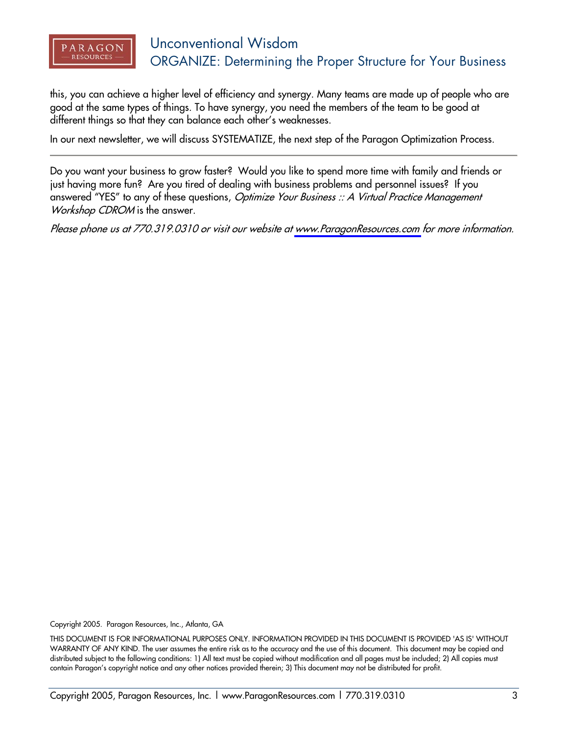this, you can achieve a higher level of efficiency and synergy. Many teams are made up of people who are good at the same types of things. To have synergy, you need the members of the team to be good at different things so that they can balance each other's weaknesses.

In our next newsletter, we will discuss SYSTEMATIZE, the next step of the Paragon Optimization Process.

---

Do you want your business to grow faster? Would you like to spend more time with family and friends or just having more fun? Are you tired of dealing with business problems and personnel issues? If you answered "YES" to any of these questions, *Optimize Your Business :: A Virtual Practice Management Workshop CDROM* is the answer.

*Please phone us at 770.319.0310 or visit our website at www.ParagonResources.com for more information.*

Copyright 2005. Paragon Resources, Inc., Atlanta, GA

THIS DOCUMENT IS FOR INFORMATIONAL PURPOSES ONLY. INFORMATION PROVIDED IN THIS DOCUMENT IS PROVIDED 'AS IS' WITHOUT WARRANTY OF ANY KIND. The user assumes the entire risk as to the accuracy and the use of this document. This document may be copied and distributed subject to the following conditions: 1) All text must be copied without modification and all pages must be included; 2) All copies must contain Paragon's copyright notice and any other notices provided therein; 3) This document may not be distributed for profit.